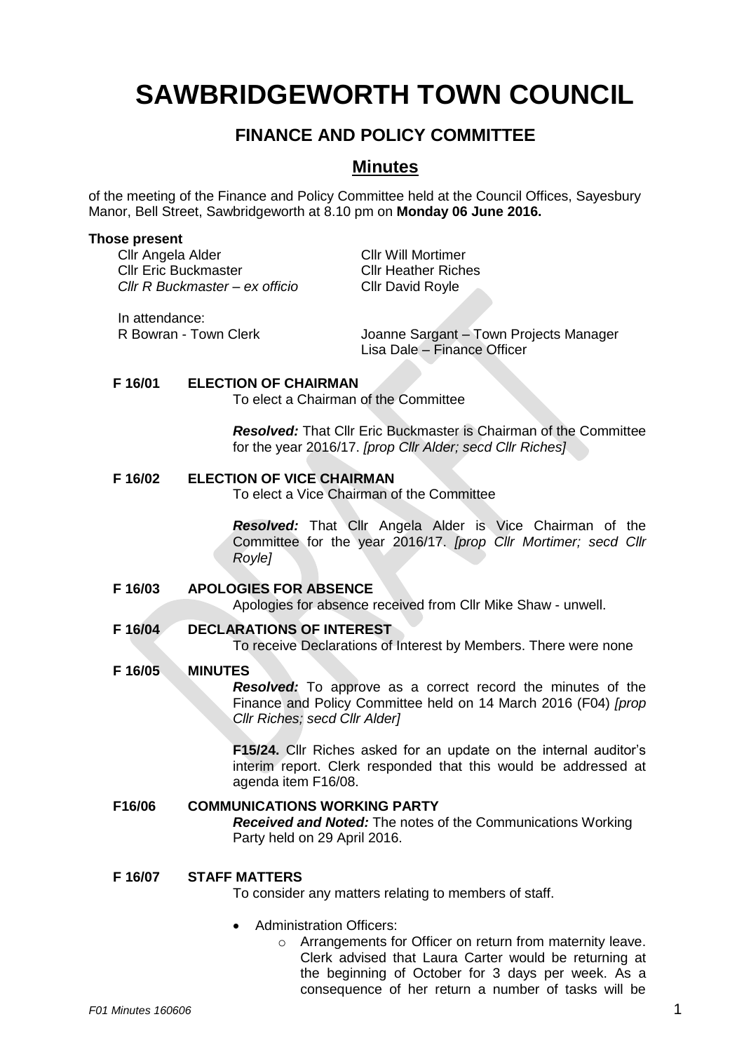# SAWBRIDGEWORTH TOWN COUNCIL

## FINANCE AND POLICY COMMITTEE

## Minutes

of the meeting of the Finance and Policy Committee held at the Council Offices, Sayesbury Manor, Bell Street, Sawbridgeworth at 8.10 pm on **Monday 06 June 2016.**

**Those present**

Cllr Angela Alder
Cllr Eric Buckmaster
*Cllr R Buckmaster – ex officio*
Cllr Will Mortimer
Cllr Heather Riches
Cllr David Royle

In attendance:
R Bowran - Town Clerk
Joanne Sargant – Town Projects Manager
Lisa Dale – Finance Officer

**F 16/01 ELECTION OF CHAIRMAN**

To elect a Chairman of the Committee

***Resolved:*** That Cllr Eric Buckmaster is Chairman of the Committee for the year 2016/17. *[prop Cllr Alder; secd Cllr Riches]*

**F 16/02 ELECTION OF VICE CHAIRMAN**

To elect a Vice Chairman of the Committee

***Resolved:*** That Cllr Angela Alder is Vice Chairman of the Committee for the year 2016/17. *[prop Cllr Mortimer; secd Cllr Royle]*

**F 16/03 APOLOGIES FOR ABSENCE**

Apologies for absence received from Cllr Mike Shaw - unwell.

**F 16/04 DECLARATIONS OF INTEREST**

To receive Declarations of Interest by Members. There were none

**F 16/05 MINUTES**

***Resolved:*** To approve as a correct record the minutes of the Finance and Policy Committee held on 14 March 2016 (F04) *[prop Cllr Riches; secd Cllr Alder]*

**F15/24.** Cllr Riches asked for an update on the internal auditor's interim report. Clerk responded that this would be addressed at agenda item F16/08.

**F16/06 COMMUNICATIONS WORKING PARTY**

***Received and Noted:*** The notes of the Communications Working Party held on 29 April 2016.

**F 16/07 STAFF MATTERS**

To consider any matters relating to members of staff.

- Administration Officers:
  - Arrangements for Officer on return from maternity leave. Clerk advised that Laura Carter would be returning at the beginning of October for 3 days per week. As a consequence of her return a number of tasks will be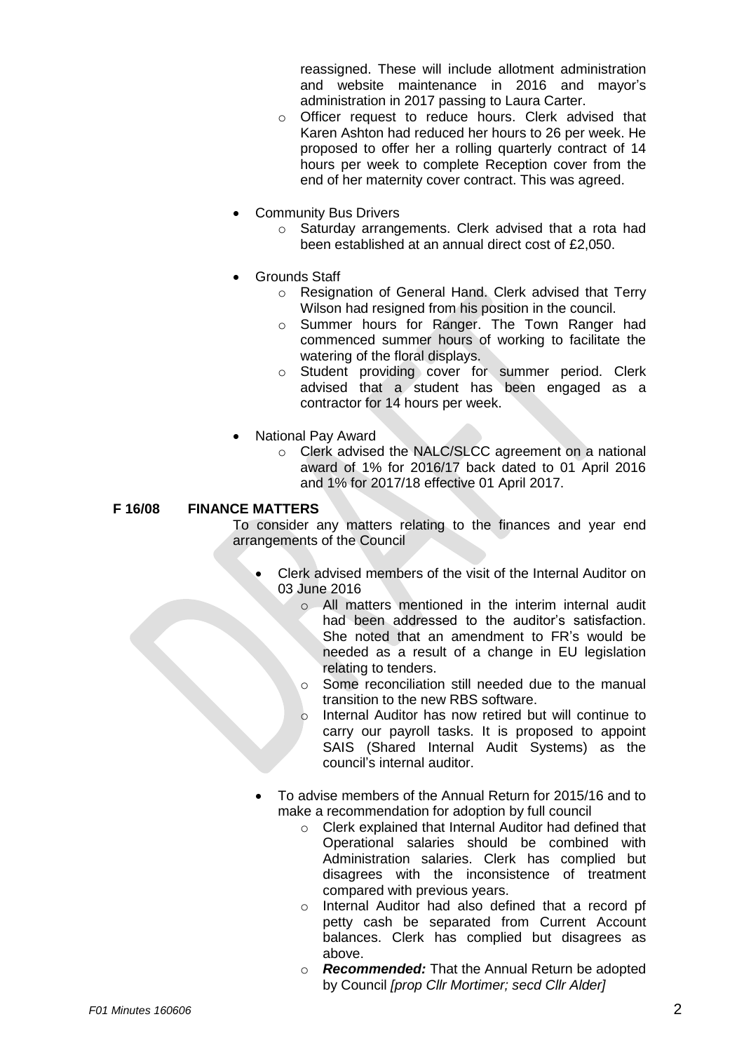reassigned. These will include allotment administration and website maintenance in 2016 and mayor's administration in 2017 passing to Laura Carter.

  - Officer request to reduce hours. Clerk advised that Karen Ashton had reduced her hours to 26 per week. He proposed to offer her a rolling quarterly contract of 14 hours per week to complete Reception cover from the end of her maternity cover contract. This was agreed.

- Community Bus Drivers
  - Saturday arrangements. Clerk advised that a rota had been established at an annual direct cost of £2,050.

- Grounds Staff
  - Resignation of General Hand. Clerk advised that Terry Wilson had resigned from his position in the council.
  - Summer hours for Ranger. The Town Ranger had commenced summer hours of working to facilitate the watering of the floral displays.
  - Student providing cover for summer period. Clerk advised that a student has been engaged as a contractor for 14 hours per week.

- National Pay Award
  - Clerk advised the NALC/SLCC agreement on a national award of 1% for 2016/17 back dated to 01 April 2016 and 1% for 2017/18 effective 01 April 2017.

**F 16/08 FINANCE MATTERS**

To consider any matters relating to the finances and year end arrangements of the Council

- Clerk advised members of the visit of the Internal Auditor on 03 June 2016
  - All matters mentioned in the interim internal audit had been addressed to the auditor's satisfaction. She noted that an amendment to FR's would be needed as a result of a change in EU legislation relating to tenders.
  - Some reconciliation still needed due to the manual transition to the new RBS software.
  - Internal Auditor has now retired but will continue to carry our payroll tasks. It is proposed to appoint SAIS (Shared Internal Audit Systems) as the council's internal auditor.

- To advise members of the Annual Return for 2015/16 and to make a recommendation for adoption by full council
  - Clerk explained that Internal Auditor had defined that Operational salaries should be combined with Administration salaries. Clerk has complied but disagrees with the inconsistence of treatment compared with previous years.
  - Internal Auditor had also defined that a record pf petty cash be separated from Current Account balances. Clerk has complied but disagrees as above.
  - ***Recommended:*** That the Annual Return be adopted by Council *[prop Cllr Mortimer; secd Cllr Alder]*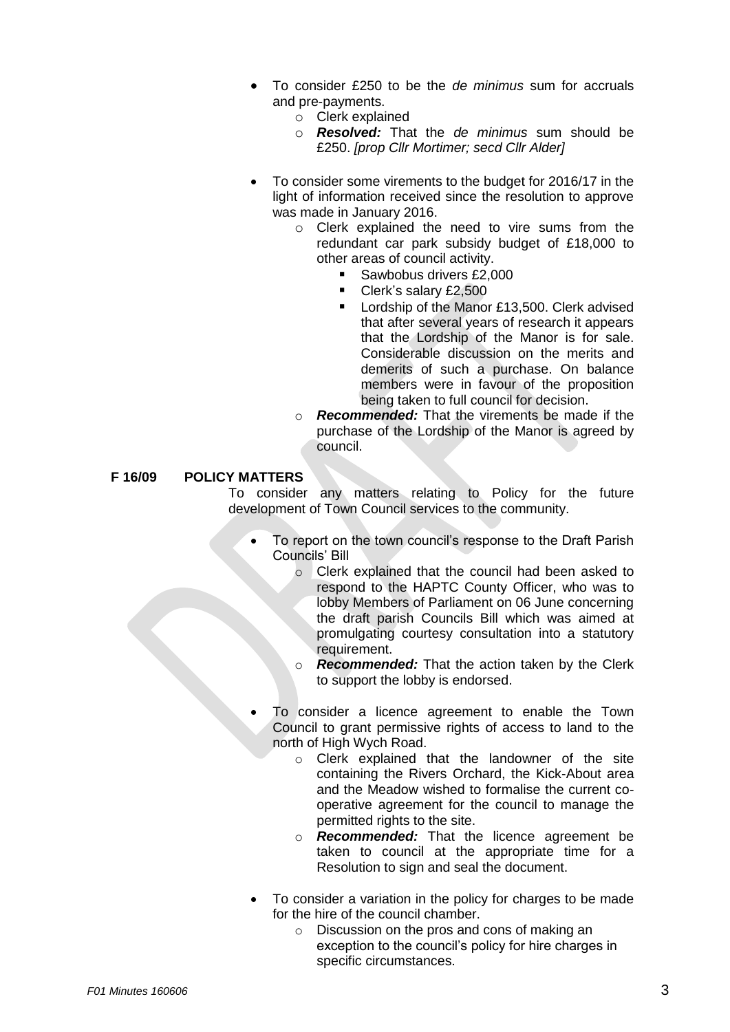- To consider £250 to be the *de minimus* sum for accruals and pre-payments.
    - Clerk explained
    - ***Resolved:*** That the *de minimus* sum should be £250. *[prop Cllr Mortimer; secd Cllr Alder]*

- To consider some virements to the budget for 2016/17 in the light of information received since the resolution to approve was made in January 2016.
    - Clerk explained the need to vire sums from the redundant car park subsidy budget of £18,000 to other areas of council activity.
        - Sawbobus drivers £2,000
        - Clerk's salary £2,500
        - Lordship of the Manor £13,500. Clerk advised that after several years of research it appears that the Lordship of the Manor is for sale. Considerable discussion on the merits and demerits of such a purchase. On balance members were in favour of the proposition being taken to full council for decision.
    - ***Recommended:*** That the virements be made if the purchase of the Lordship of the Manor is agreed by council.

**F 16/09 POLICY MATTERS**

To consider any matters relating to Policy for the future development of Town Council services to the community.

- To report on the town council's response to the Draft Parish Councils' Bill
    - Clerk explained that the council had been asked to respond to the HAPTC County Officer, who was to lobby Members of Parliament on 06 June concerning the draft parish Councils Bill which was aimed at promulgating courtesy consultation into a statutory requirement.
    - ***Recommended:*** That the action taken by the Clerk to support the lobby is endorsed.

- To consider a licence agreement to enable the Town Council to grant permissive rights of access to land to the north of High Wych Road.
    - Clerk explained that the landowner of the site containing the Rivers Orchard, the Kick-About area and the Meadow wished to formalise the current co-operative agreement for the council to manage the permitted rights to the site.
    - ***Recommended:*** That the licence agreement be taken to council at the appropriate time for a Resolution to sign and seal the document.

- To consider a variation in the policy for charges to be made for the hire of the council chamber.
    - Discussion on the pros and cons of making an exception to the council's policy for hire charges in specific circumstances.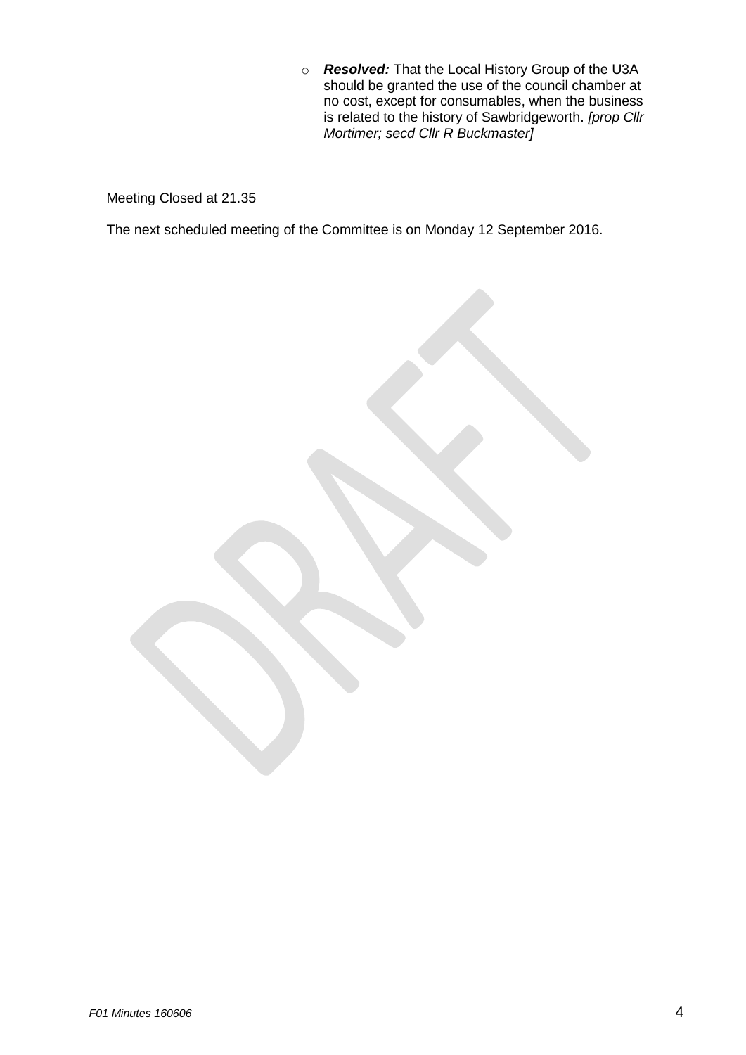- ***Resolved:*** That the Local History Group of the U3A should be granted the use of the council chamber at no cost, except for consumables, when the business is related to the history of Sawbridgeworth. *[prop Cllr Mortimer; secd Cllr R Buckmaster]*

Meeting Closed at 21.35

The next scheduled meeting of the Committee is on Monday 12 September 2016.

DRAFT